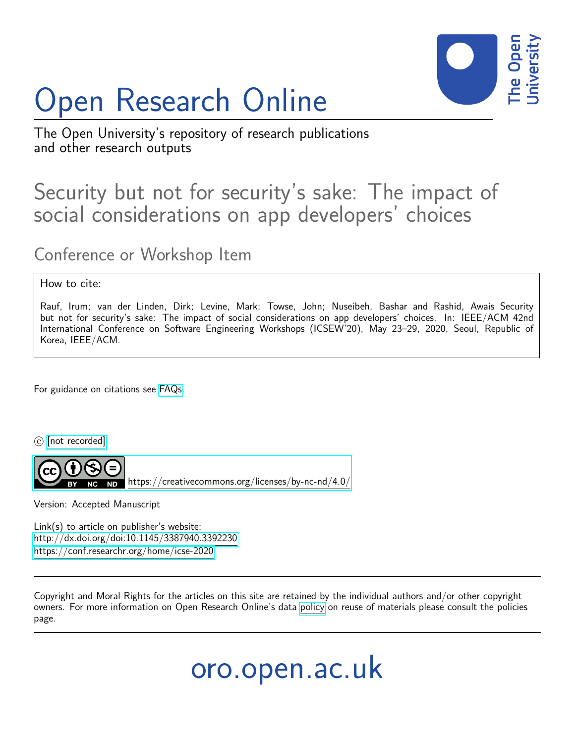# Open Research Online

The Open University's repository of research publications and other research outputs

## Security but not for security's sake: The impact of social considerations on app developers' choices

### Conference or Workshop Item

How to cite:

Rauf, Irum; van der Linden, Dirk; Levine, Mark; Towse, John; Nuseibeh, Bashar and Rashid, Awais Security but not for security's sake: The impact of social considerations on app developers' choices. In: IEEE/ACM 42nd International Conference on Software Engineering Workshops (ICSEW'20), May 23–29, 2020, Seoul, Republic of Korea, IEEE/ACM.

For guidance on citations see FAQs.

© [not recorded]

https://creativecommons.org/licenses/by-nc-nd/4.0/

Version: Accepted Manuscript

Link(s) to article on publisher's website:
http://dx.doi.org/doi:10.1145/3387940.3392230
https://conf.researchr.org/home/icse-2020

Copyright and Moral Rights for the articles on this site are retained by the individual authors and/or other copyright owners. For more information on Open Research Online's data policy on reuse of materials please consult the policies page.

oro.open.ac.uk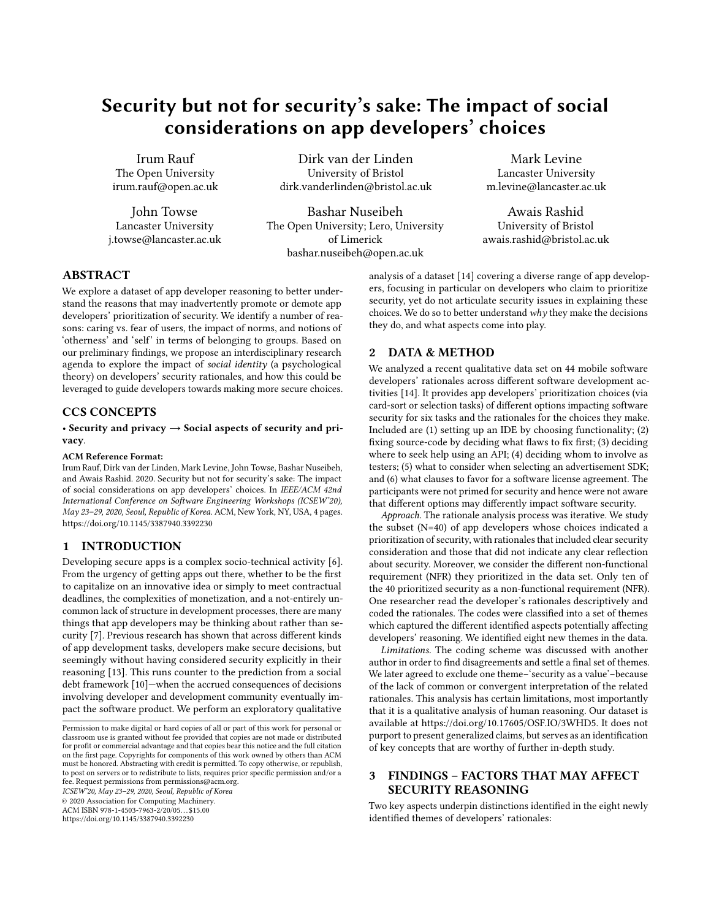# Security but not for security's sake: The impact of social considerations on app developers' choices

Irum Rauf
The Open University
irum.rauf@open.ac.uk

Dirk van der Linden
University of Bristol
dirk.vanderlinden@bristol.ac.uk

Mark Levine
Lancaster University
m.levine@lancaster.ac.uk

John Towse
Lancaster University
j.towse@lancaster.ac.uk

Bashar Nuseibeh
The Open University; Lero, University of Limerick
bashar.nuseibeh@open.ac.uk

Awais Rashid
University of Bristol
awais.rashid@bristol.ac.uk

## ABSTRACT

We explore a dataset of app developer reasoning to better understand the reasons that may inadvertently promote or demote app developers' prioritization of security. We identify a number of reasons: caring vs. fear of users, the impact of norms, and notions of 'otherness' and 'self' in terms of belonging to groups. Based on our preliminary findings, we propose an interdisciplinary research agenda to explore the impact of *social identity* (a psychological theory) on developers' security rationales, and how this could be leveraged to guide developers towards making more secure choices.

## CCS CONCEPTS

• **Security and privacy → Social aspects of security and privacy.**

**ACM Reference Format:**

Irum Rauf, Dirk van der Linden, Mark Levine, John Towse, Bashar Nuseibeh, and Awais Rashid. 2020. Security but not for security's sake: The impact of social considerations on app developers' choices. In *IEEE/ACM 42nd International Conference on Software Engineering Workshops (ICSEW'20), May 23–29, 2020, Seoul, Republic of Korea.* ACM, New York, NY, USA, 4 pages. https://doi.org/10.1145/3387940.3392230

## 1 INTRODUCTION

Developing secure apps is a complex socio-technical activity [6]. From the urgency of getting apps out there, whether to be the first to capitalize on an innovative idea or simply to meet contractual deadlines, the complexities of monetization, and a not-entirely uncommon lack of structure in development processes, there are many things that app developers may be thinking about rather than security [7]. Previous research has shown that across different kinds of app development tasks, developers make secure decisions, but seemingly without having considered security explicitly in their reasoning [13]. This runs counter to the prediction from a social debt framework [10]—when the accrued consequences of decisions involving developer and development community eventually impact the software product. We perform an exploratory qualitative analysis of a dataset [14] covering a diverse range of app developers, focusing in particular on developers who claim to prioritize security, yet do not articulate security issues in explaining these choices. We do so to better understand *why* they make the decisions they do, and what aspects come into play.

Permission to make digital or hard copies of all or part of this work for personal or classroom use is granted without fee provided that copies are not made or distributed for profit or commercial advantage and that copies bear this notice and the full citation on the first page. Copyrights for components of this work owned by others than ACM must be honored. Abstracting with credit is permitted. To copy otherwise, or republish, to post on servers or to redistribute to lists, requires prior specific permission and/or a fee. Request permissions from permissions@acm.org.
*ICSEW'20, May 23–29, 2020, Seoul, Republic of Korea*
© 2020 Association for Computing Machinery.
ACM ISBN 978-1-4503-7963-2/20/05…$15.00
https://doi.org/10.1145/3387940.3392230

## 2 DATA & METHOD

We analyzed a recent qualitative data set on 44 mobile software developers' rationales across different software development activities [14]. It provides app developers' prioritization choices (via card-sort or selection tasks) of different options impacting software security for six tasks and the rationales for the choices they make. Included are (1) setting up an IDE by choosing functionality; (2) fixing source-code by deciding what flaws to fix first; (3) deciding where to seek help using an API; (4) deciding whom to involve as testers; (5) what to consider when selecting an advertisement SDK; and (6) what clauses to favor for a software license agreement. The participants were not primed for security and hence were not aware that different options may differently impact software security.

*Approach.* The rationale analysis process was iterative. We study the subset (N=40) of app developers whose choices indicated a prioritization of security, with rationales that included clear security consideration and those that did not indicate any clear reflection about security. Moreover, we consider the different non-functional requirement (NFR) they prioritized in the data set. Only ten of the 40 prioritized security as a non-functional requirement (NFR). One researcher read the developer's rationales descriptively and coded the rationales. The codes were classified into a set of themes which captured the different identified aspects potentially affecting developers' reasoning. We identified eight new themes in the data.

*Limitations.* The coding scheme was discussed with another author in order to find disagreements and settle a final set of themes. We later agreed to exclude one theme–'security as a value'–because of the lack of common or convergent interpretation of the related rationales. This analysis has certain limitations, most importantly that it is a qualitative analysis of human reasoning. Our dataset is available at https://doi.org/10.17605/OSF.IO/3WHD5. It does not purport to present generalized claims, but serves as an identification of key concepts that are worthy of further in-depth study.

## 3 FINDINGS – FACTORS THAT MAY AFFECT SECURITY REASONING

Two key aspects underpin distinctions identified in the eight newly identified themes of developers' rationales: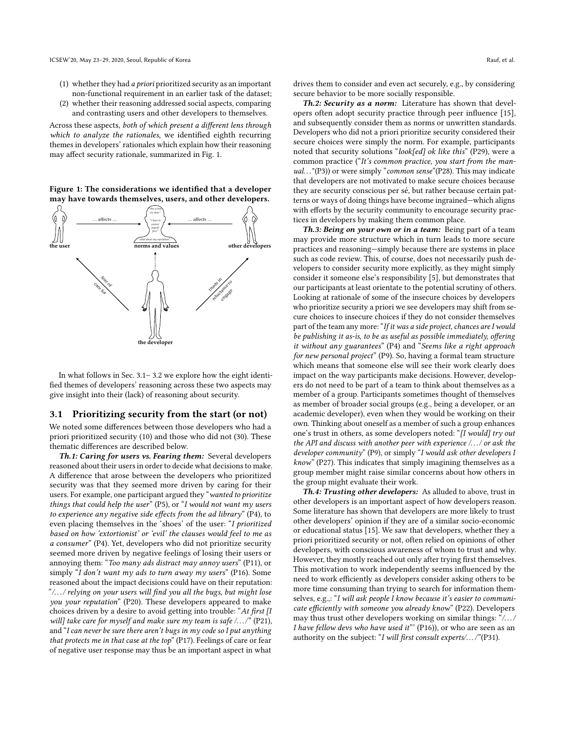(1) whether they had *a priori* prioritized security as an important non-functional requirement in an earlier task of the dataset;
(2) whether their reasoning addressed social aspects, comparing and contrasting users and other developers to themselves.

Across these aspects, *both of which present a different lens through which to analyze the rationales*, we identified eighth recurring themes in developers' rationales which explain how their reasoning may affect security rationale, summarized in Fig. 1.

**Figure 1: The considerations we identified that a developer may have towards themselves, users, and other developers.**

In what follows in Sec. 3.1– 3.2 we explore how the eight identified themes of developers' reasoning across these two aspects may give insight into their (lack) of reasoning about security.

## 3.1 Prioritizing security from the start (or not)

We noted some differences between those developers who had a priori prioritized security (10) and those who did not (30). These thematic differences are described below.

***Th.1: Caring for users vs. Fearing them:*** Several developers reasoned about their users in order to decide what decisions to make. A difference that arose between the developers who prioritized security was that they seemed more driven by caring for their users. For example, one participant argued they "*wanted to prioritize things that could help the user*" (P5), or "*I would not want my users to experience any negative side effects from the ad library*" (P4), to even placing themselves in the 'shoes' of the user: "*I prioritized based on how 'extortionist' or 'evil' the clauses would feel to me as a consumer*" (P4). Yet, developers who did not prioritize security seemed more driven by negative feelings of losing their users or annoying them: "*Too many ads distract may annoy users*" (P11), or simply "*I don't want my ads to turn away my users*" (P16). Some reasoned about the impact decisions could have on their reputation: "*/.../ relying on your users will find you all the bugs, but might lose you your reputation*" (P20). These developers appeared to make choices driven by a desire to avoid getting into trouble: "*At first [I will] take care for myself and make sure my team is safe /.../*" (P21), and "*I can never be sure there aren't bugs in my code so I put anything that protects me in that case at the top*" (P17). Feelings of care or fear of negative user response may thus be an important aspect in what drives them to consider and even act securely, e.g., by considering secure behavior to be more socially responsible.

***Th.2: Security as a norm:*** Literature has shown that developers often adopt security practice through peer influence [15], and subsequently consider them as norms or unwritten standards. Developers who did not a priori prioritize security considered their secure choices were simply the norm. For example, participants noted that security solutions "*look[ed] ok like this*" (P29), were a common practice ("*It's common practice, you start from the manual...*"(P3)) or were simply "*common sense*"(P28). This may indicate that developers are not motivated to make secure choices because they are security conscious per sé, but rather because certain patterns or ways of doing things have become ingrained—which aligns with efforts by the security community to encourage security practices in developers by making them common place.

***Th.3: Being on your own or in a team:*** Being part of a team may provide more structure which in turn leads to more secure practices and reasoning—simply because there are systems in place such as code review. This, of course, does not necessarily push developers to consider security more explicitly, as they might simply consider it someone else's responsibility [5], but demonstrates that our participants at least orientate to the potential scrutiny of others. Looking at rationale of some of the insecure choices by developers who prioritize security a priori we see developers may shift from secure choices to insecure choices if they do not consider themselves part of the team any more: "*If it was a side project, chances are I would be publishing it as-is, to be as useful as possible immediately, offering it without any guarantees*" (P4) and "*Seems like a right approach for new personal project*" (P9). So, having a formal team structure which means that someone else will see their work clearly does impact on the way participants make decisions. However, developers do not need to be part of a team to think about themselves as a member of a group. Participants sometimes thought of themselves as member of broader social groups (e.g., being a developer, or an academic developer), even when they would be working on their own. Thinking about oneself as a member of such a group enhances one's trust in others, as some developers noted: "*[I would] try out the API and discuss with another peer with experience /.../ or ask the developer community*" (P9), or simply "*I would ask other developers I know*" (P27). This indicates that simply imagining themselves as a group member might raise similar concerns about how others in the group might evaluate their work.

***Th.4: Trusting other developers:*** As alluded to above, trust in other developers is an important aspect of how developers reason. Some literature has shown that developers are more likely to trust other developers' opinion if they are of a similar socio-economic or educational status [15]. We saw that developers, whether they a priori prioritized security or not, often relied on opinions of other developers, with conscious awareness of whom to trust and why. However, they mostly reached out only after trying first themselves. This motivation to work independently seems influenced by the need to work efficiently as developers consider asking others to be more time consuming than trying to search for information themselves, e.g.,: "*I will ask people I know because it's easier to communicate efficiently with someone you already know*" (P22). Developers may thus trust other developers working on similar things: "*/.../ I have fellow devs who have used it*"' (P16)), or who are seen as an authority on the subject: "*I will first consult experts/.../*"(P31).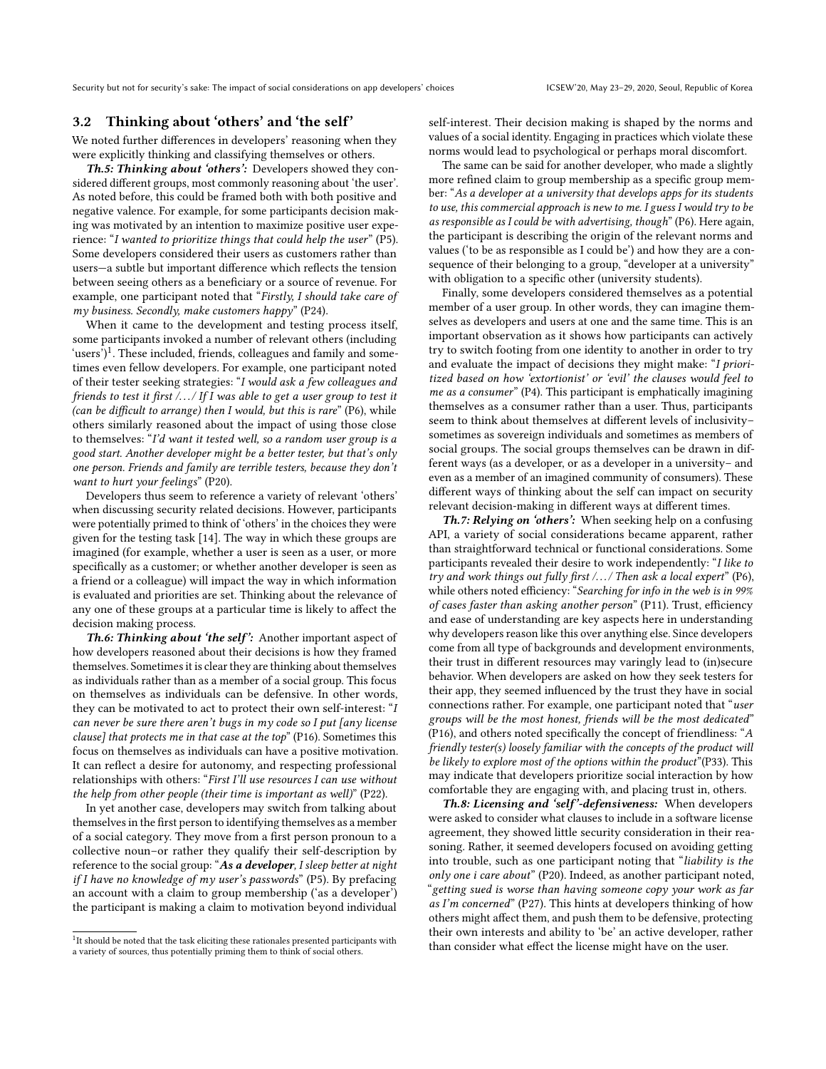### 3.2 Thinking about 'others' and 'the self'

We noted further differences in developers' reasoning when they were explicitly thinking and classifying themselves or others.

***Th.5: Thinking about 'others':*** Developers showed they considered different groups, most commonly reasoning about 'the user'. As noted before, this could be framed both with both positive and negative valence. For example, for some participants decision making was motivated by an intention to maximize positive user experience: "*I wanted to prioritize things that could help the user*" (P5). Some developers considered their users as customers rather than users—a subtle but important difference which reflects the tension between seeing others as a beneficiary or a source of revenue. For example, one participant noted that "*Firstly, I should take care of my business. Secondly, make customers happy*" (P24).

When it came to the development and testing process itself, some participants invoked a number of relevant others (including 'users')[1]. These included, friends, colleagues and family and sometimes even fellow developers. For example, one participant noted of their tester seeking strategies: "*I would ask a few colleagues and friends to test it first /.../ If I was able to get a user group to test it (can be difficult to arrange) then I would, but this is rare*" (P6), while others similarly reasoned about the impact of using those close to themselves: "*I'd want it tested well, so a random user group is a good start. Another developer might be a better tester, but that's only one person. Friends and family are terrible testers, because they don't want to hurt your feelings*" (P20).

Developers thus seem to reference a variety of relevant 'others' when discussing security related decisions. However, participants were potentially primed to think of 'others' in the choices they were given for the testing task [14]. The way in which these groups are imagined (for example, whether a user is seen as a user, or more specifically as a customer; or whether another developer is seen as a friend or a colleague) will impact the way in which information is evaluated and priorities are set. Thinking about the relevance of any one of these groups at a particular time is likely to affect the decision making process.

***Th.6: Thinking about 'the self':*** Another important aspect of how developers reasoned about their decisions is how they framed themselves. Sometimes it is clear they are thinking about themselves as individuals rather than as a member of a social group. This focus on themselves as individuals can be defensive. In other words, they can be motivated to act to protect their own self-interest: "*I can never be sure there aren't bugs in my code so I put [any license clause] that protects me in that case at the top*" (P16). Sometimes this focus on themselves as individuals can have a positive motivation. It can reflect a desire for autonomy, and respecting professional relationships with others: "*First I'll use resources I can use without the help from other people (their time is important as well)*" (P22).

In yet another case, developers may switch from talking about themselves in the first person to identifying themselves as a member of a social category. They move from a first person pronoun to a collective noun–or rather they qualify their self-description by reference to the social group: "***As a developer***, *I sleep better at night if I have no knowledge of my user's passwords*" (P5). By prefacing an account with a claim to group membership ('as a developer') the participant is making a claim to motivation beyond individual self-interest. Their decision making is shaped by the norms and values of a social identity. Engaging in practices which violate these norms would lead to psychological or perhaps moral discomfort.

The same can be said for another developer, who made a slightly more refined claim to group membership as a specific group member: "*As a developer at a university that develops apps for its students to use, this commercial approach is new to me. I guess I would try to be as responsible as I could be with advertising, though*" (P6). Here again, the participant is describing the origin of the relevant norms and values ('to be as responsible as I could be') and how they are a consequence of their belonging to a group, "developer at a university" with obligation to a specific other (university students).

Finally, some developers considered themselves as a potential member of a user group. In other words, they can imagine themselves as developers and users at one and the same time. This is an important observation as it shows how participants can actively try to switch footing from one identity to another in order to try and evaluate the impact of decisions they might make: "*I prioritized based on how 'extortionist' or 'evil' the clauses would feel to me as a consumer*" (P4). This participant is emphatically imagining themselves as a consumer rather than a user. Thus, participants seem to think about themselves at different levels of inclusivity– sometimes as sovereign individuals and sometimes as members of social groups. The social groups themselves can be drawn in different ways (as a developer, or as a developer in a university– and even as a member of an imagined community of consumers). These different ways of thinking about the self can impact on security relevant decision-making in different ways at different times.

***Th.7: Relying on 'others':*** When seeking help on a confusing API, a variety of social considerations became apparent, rather than straightforward technical or functional considerations. Some participants revealed their desire to work independently: "*I like to try and work things out fully first /.../ Then ask a local expert*" (P6), while others noted efficiency: "*Searching for info in the web is in 99% of cases faster than asking another person*" (P11). Trust, efficiency and ease of understanding are key aspects here in understanding why developers reason like this over anything else. Since developers come from all type of backgrounds and development environments, their trust in different resources may varingly lead to (in)secure behavior. When developers are asked on how they seek testers for their app, they seemed influenced by the trust they have in social connections rather. For example, one participant noted that "*user groups will be the most honest, friends will be the most dedicated*" (P16), and others noted specifically the concept of friendliness: "*A friendly tester(s) loosely familiar with the concepts of the product will be likely to explore most of the options within the product*"(P33). This may indicate that developers prioritize social interaction by how comfortable they are engaging with, and placing trust in, others.

***Th.8: Licensing and 'self'-defensiveness:*** When developers were asked to consider what clauses to include in a software license agreement, they showed little security consideration in their reasoning. Rather, it seemed developers focused on avoiding getting into trouble, such as one participant noting that "*liability is the only one i care about*" (P20). Indeed, as another participant noted, "*getting sued is worse than having someone copy your work as far as I'm concerned*" (P27). This hints at developers thinking of how others might affect them, and push them to be defensive, protecting their own interests and ability to 'be' an active developer, rather than consider what effect the license might have on the user.

[1] It should be noted that the task eliciting these rationales presented participants with a variety of sources, thus potentially priming them to think of social others.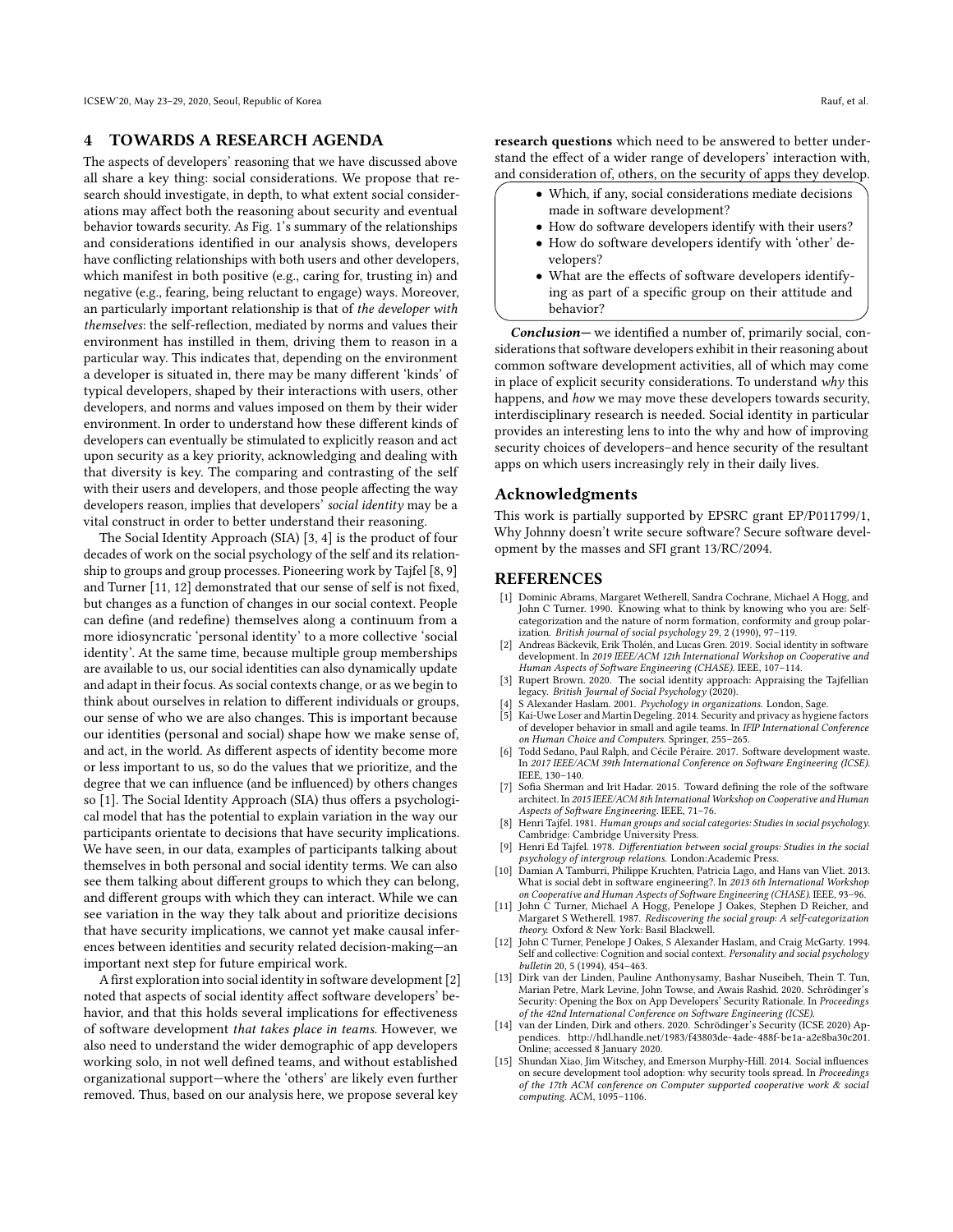## 4 TOWARDS A RESEARCH AGENDA

The aspects of developers' reasoning that we have discussed above all share a key thing: social considerations. We propose that research should investigate, in depth, to what extent social considerations may affect both the reasoning about security and eventual behavior towards security. As Fig. 1's summary of the relationships and considerations identified in our analysis shows, developers have conflicting relationships with both users and other developers, which manifest in both positive (e.g., caring for, trusting in) and negative (e.g., fearing, being reluctant to engage) ways. Moreover, an particularly important relationship is that of *the developer with themselves*: the self-reflection, mediated by norms and values their environment has instilled in them, driving them to reason in a particular way. This indicates that, depending on the environment a developer is situated in, there may be many different 'kinds' of typical developers, shaped by their interactions with users, other developers, and norms and values imposed on them by their wider environment. In order to understand how these different kinds of developers can eventually be stimulated to explicitly reason and act upon security as a key priority, acknowledging and dealing with that diversity is key. The comparing and contrasting of the self with their users and developers, and those people affecting the way developers reason, implies that developers' *social identity* may be a vital construct in order to better understand their reasoning.

The Social Identity Approach (SIA) [3, 4] is the product of four decades of work on the social psychology of the self and its relationship to groups and group processes. Pioneering work by Tajfel [8, 9] and Turner [11, 12] demonstrated that our sense of self is not fixed, but changes as a function of changes in our social context. People can define (and redefine) themselves along a continuum from a more idiosyncratic 'personal identity' to a more collective 'social identity'. At the same time, because multiple group memberships are available to us, our social identities can also dynamically update and adapt in their focus. As social contexts change, or as we begin to think about ourselves in relation to different individuals or groups, our sense of who we are also changes. This is important because our identities (personal and social) shape how we make sense of, and act, in the world. As different aspects of identity become more or less important to us, so do the values that we prioritize, and the degree that we can influence (and be influenced) by others changes so [1]. The Social Identity Approach (SIA) thus offers a psychological model that has the potential to explain variation in the way our participants orientate to decisions that have security implications. We have seen, in our data, examples of participants talking about themselves in both personal and social identity terms. We can also see them talking about different groups to which they can belong, and different groups with which they can interact. While we can see variation in the way they talk about and prioritize decisions that have security implications, we cannot yet make causal inferences between identities and security related decision-making—an important next step for future empirical work.

A first exploration into social identity in software development [2] noted that aspects of social identity affect software developers' behavior, and that this holds several implications for effectiveness of software development *that takes place in teams*. However, we also need to understand the wider demographic of app developers working solo, in not well defined teams, and without established organizational support—where the 'others' are likely even further removed. Thus, based on our analysis here, we propose several key **research questions** which need to be answered to better understand the effect of a wider range of developers' interaction with, and consideration of, others, on the security of apps they develop.

- Which, if any, social considerations mediate decisions made in software development?
- How do software developers identify with their users?
- How do software developers identify with 'other' developers?
- What are the effects of software developers identifying as part of a specific group on their attitude and behavior?

***Conclusion***— we identified a number of, primarily social, considerations that software developers exhibit in their reasoning about common software development activities, all of which may come in place of explicit security considerations. To understand *why* this happens, and *how* we may move these developers towards security, interdisciplinary research is needed. Social identity in particular provides an interesting lens to into the why and how of improving security choices of developers–and hence security of the resultant apps on which users increasingly rely in their daily lives.

## Acknowledgments

This work is partially supported by EPSRC grant EP/P011799/1, Why Johnny doesn't write secure software? Secure software development by the masses and SFI grant 13/RC/2094.

## REFERENCES

[1] Dominic Abrams, Margaret Wetherell, Sandra Cochrane, Michael A Hogg, and John C Turner. 1990. Knowing what to think by knowing who you are: Self-categorization and the nature of norm formation, conformity and group polarization. *British journal of social psychology* 29, 2 (1990), 97–119.

[2] Andreas Bäckevik, Erik Tholén, and Lucas Gren. 2019. Social identity in software development. In *2019 IEEE/ACM 12th International Workshop on Cooperative and Human Aspects of Software Engineering (CHASE)*. IEEE, 107–114.

[3] Rupert Brown. 2020. The social identity approach: Appraising the Tajfellian legacy. *British Journal of Social Psychology* (2020).

[4] S Alexander Haslam. 2001. *Psychology in organizations*. London, Sage.

[5] Kai-Uwe Loser and Martin Degeling. 2014. Security and privacy as hygiene factors of developer behavior in small and agile teams. In *IFIP International Conference on Human Choice and Computers*. Springer, 255–265.

[6] Todd Sedano, Paul Ralph, and Cécile Péraire. 2017. Software development waste. In *2017 IEEE/ACM 39th International Conference on Software Engineering (ICSE)*. IEEE, 130–140.

[7] Sofia Sherman and Irit Hadar. 2015. Toward defining the role of the software architect. In *2015 IEEE/ACM 8th International Workshop on Cooperative and Human Aspects of Software Engineering*. IEEE, 71–76.

[8] Henri Tajfel. 1981. *Human groups and social categories: Studies in social psychology*. Cambridge: Cambridge University Press.

[9] Henri Ed Tajfel. 1978. *Differentiation between social groups: Studies in the social psychology of intergroup relations*. London:Academic Press.

[10] Damian A Tamburri, Philippe Kruchten, Patricia Lago, and Hans van Vliet. 2013. What is social debt in software engineering?. In *2013 6th International Workshop on Cooperative and Human Aspects of Software Engineering (CHASE)*. IEEE, 93–96.

[11] John C Turner, Michael A Hogg, Penelope J Oakes, Stephen D Reicher, and Margaret S Wetherell. 1987. *Rediscovering the social group: A self-categorization theory*. Oxford & New York: Basil Blackwell.

[12] John C Turner, Penelope J Oakes, S Alexander Haslam, and Craig McGarty. 1994. Self and collective: Cognition and social context. *Personality and social psychology bulletin* 20, 5 (1994), 454–463.

[13] Dirk van der Linden, Pauline Anthonysamy, Bashar Nuseibeh, Thein T. Tun, Marian Petre, Mark Levine, John Towse, and Awais Rashid. 2020. Schrödinger's Security: Opening the Box on App Developers' Security Rationale. In *Proceedings of the 42nd International Conference on Software Engineering (ICSE)*.

[14] van der Linden, Dirk and others. 2020. Schrödinger's Security (ICSE 2020) Appendices. http://hdl.handle.net/1983/f43803de-4ade-488f-be1a-a2e8ba30c201. Online; accessed 8 January 2020.

[15] Shundan Xiao, Jim Witschey, and Emerson Murphy-Hill. 2014. Social influences on secure development tool adoption: why security tools spread. In *Proceedings of the 17th ACM conference on Computer supported cooperative work & social computing*. ACM, 1095–1106.